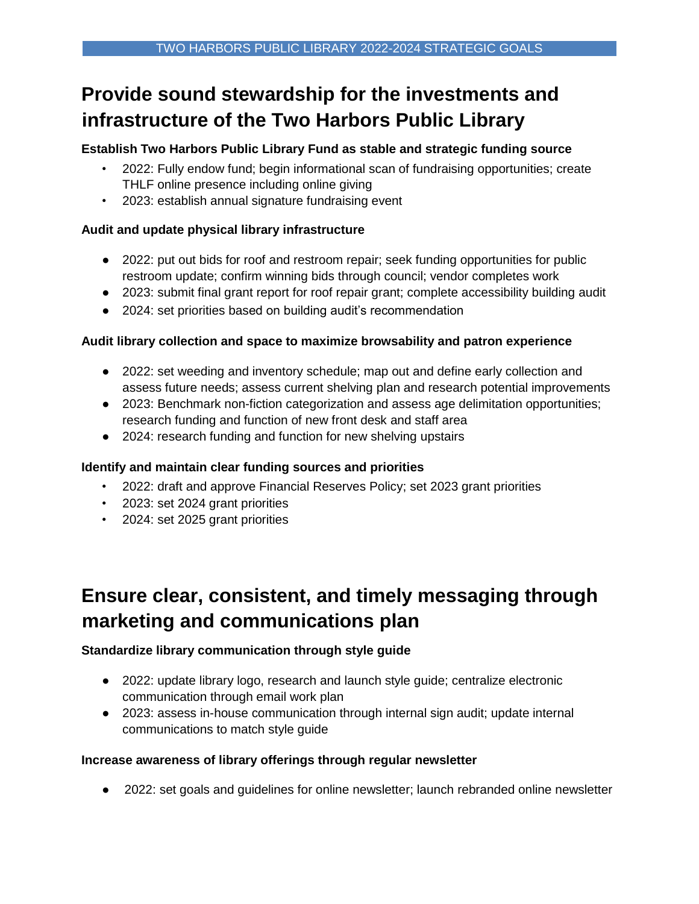TWO HARBORS PUBLIC LIBRARY 2022-2024 STRATEGIC GOALS

# Provide sound stewardship for the investments and infrastructure of the Two Harbors Public Library

### Establish Two Harbors Public Library Fund as stable and strategic funding source

- 2022: Fully endow fund; begin informational scan of fundraising opportunities; create THLF online presence including online giving
- 2023: establish annual signature fundraising event

### Audit and update physical library infrastructure

- 2022: put out bids for roof and restroom repair; seek funding opportunities for public restroom update; confirm winning bids through council; vendor completes work
- 2023: submit final grant report for roof repair grant; complete accessibility building audit
- 2024: set priorities based on building audit's recommendation

### Audit library collection and space to maximize browsability and patron experience

- 2022: set weeding and inventory schedule; map out and define early collection and assess future needs; assess current shelving plan and research potential improvements
- 2023: Benchmark non-fiction categorization and assess age delimitation opportunities; research funding and function of new front desk and staff area
- 2024: research funding and function for new shelving upstairs

### Identify and maintain clear funding sources and priorities

- 2022: draft and approve Financial Reserves Policy; set 2023 grant priorities
- 2023: set 2024 grant priorities
- 2024: set 2025 grant priorities

# Ensure clear, consistent, and timely messaging through marketing and communications plan

### Standardize library communication through style guide

- 2022: update library logo, research and launch style guide; centralize electronic communication through email work plan
- 2023: assess in-house communication through internal sign audit; update internal communications to match style guide

### Increase awareness of library offerings through regular newsletter

- 2022: set goals and guidelines for online newsletter; launch rebranded online newsletter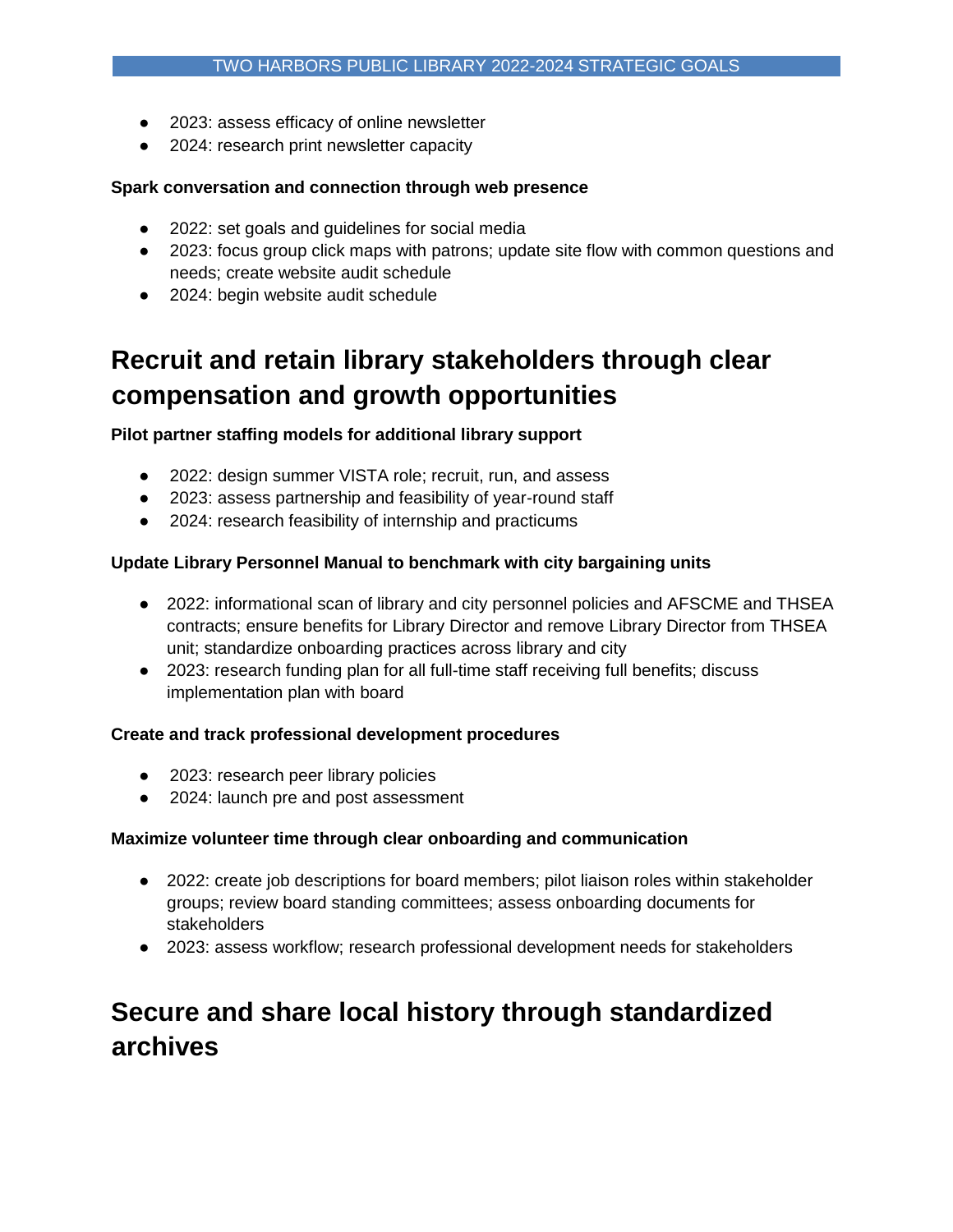- 2023: assess efficacy of online newsletter
- 2024: research print newsletter capacity

**Spark conversation and connection through web presence**

- 2022: set goals and guidelines for social media
- 2023: focus group click maps with patrons; update site flow with common questions and needs; create website audit schedule
- 2024: begin website audit schedule

## Recruit and retain library stakeholders through clear compensation and growth opportunities

**Pilot partner staffing models for additional library support**

- 2022: design summer VISTA role; recruit, run, and assess
- 2023: assess partnership and feasibility of year-round staff
- 2024: research feasibility of internship and practicums

**Update Library Personnel Manual to benchmark with city bargaining units**

- 2022: informational scan of library and city personnel policies and AFSCME and THSEA contracts; ensure benefits for Library Director and remove Library Director from THSEA unit; standardize onboarding practices across library and city
- 2023: research funding plan for all full-time staff receiving full benefits; discuss implementation plan with board

**Create and track professional development procedures**

- 2023: research peer library policies
- 2024: launch pre and post assessment

**Maximize volunteer time through clear onboarding and communication**

- 2022: create job descriptions for board members; pilot liaison roles within stakeholder groups; review board standing committees; assess onboarding documents for stakeholders
- 2023: assess workflow; research professional development needs for stakeholders

## Secure and share local history through standardized archives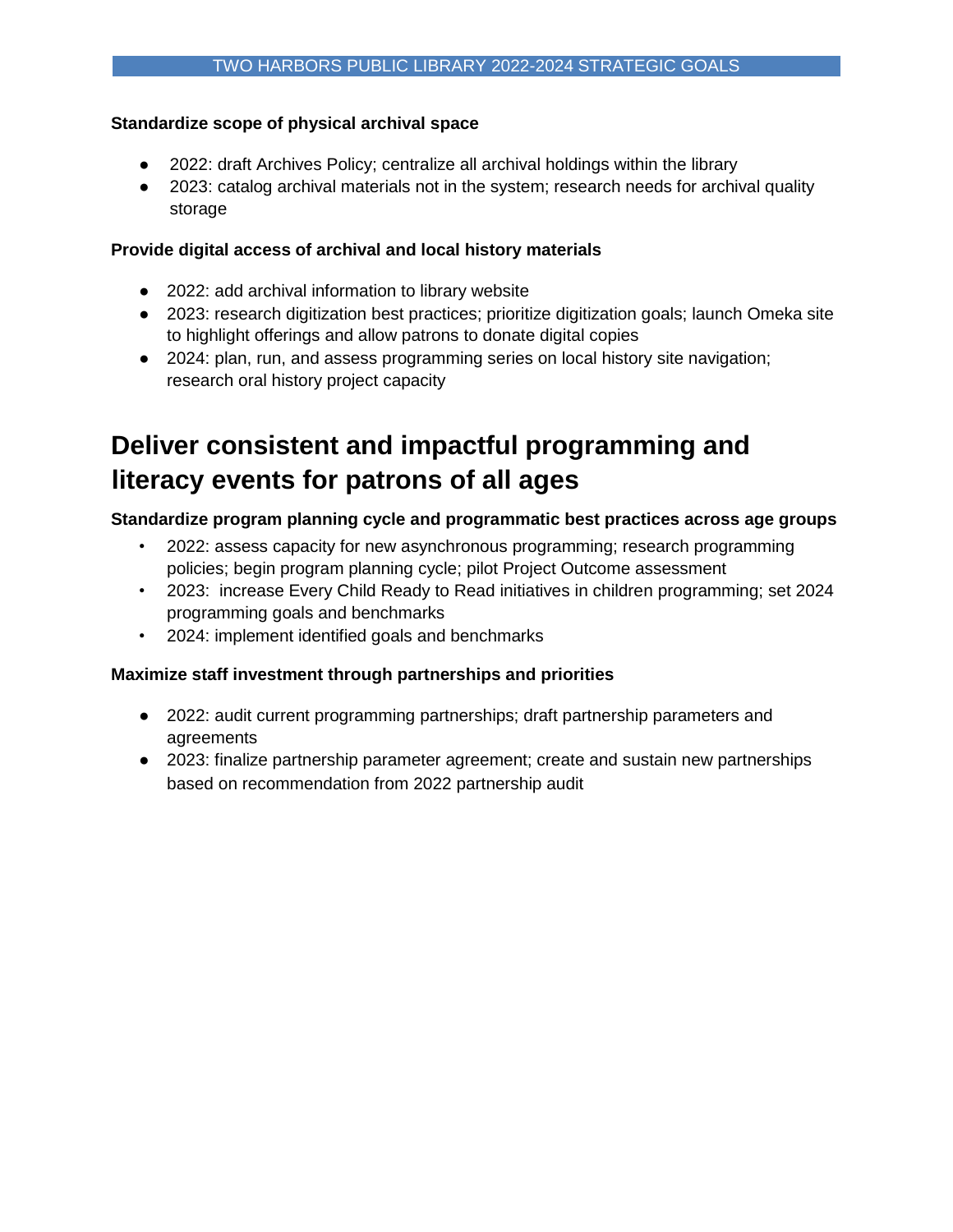**Standardize scope of physical archival space**

- 2022: draft Archives Policy; centralize all archival holdings within the library
- 2023: catalog archival materials not in the system; research needs for archival quality storage

**Provide digital access of archival and local history materials**

- 2022: add archival information to library website
- 2023: research digitization best practices; prioritize digitization goals; launch Omeka site to highlight offerings and allow patrons to donate digital copies
- 2024: plan, run, and assess programming series on local history site navigation; research oral history project capacity

# Deliver consistent and impactful programming and literacy events for patrons of all ages

**Standardize program planning cycle and programmatic best practices across age groups**

- 2022: assess capacity for new asynchronous programming; research programming policies; begin program planning cycle; pilot Project Outcome assessment
- 2023: increase Every Child Ready to Read initiatives in children programming; set 2024 programming goals and benchmarks
- 2024: implement identified goals and benchmarks

**Maximize staff investment through partnerships and priorities**

- 2022: audit current programming partnerships; draft partnership parameters and agreements
- 2023: finalize partnership parameter agreement; create and sustain new partnerships based on recommendation from 2022 partnership audit